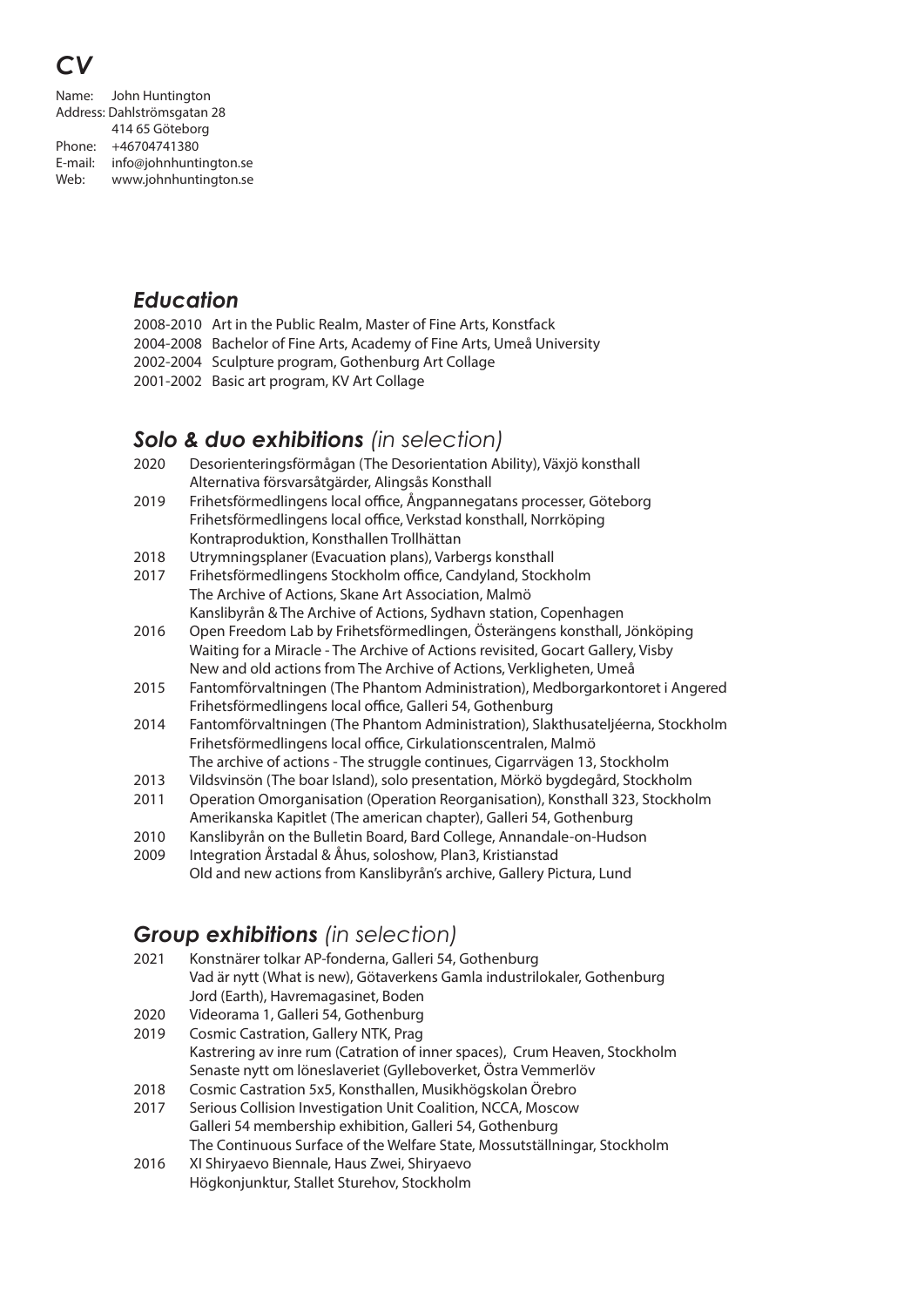# *CV*

Name: John Huntington
Address: Dahlströmsgatan 28
414 65 Göteborg
Phone: +46704741380
E-mail: info@johnhuntington.se
Web: www.johnhuntington.se

## *Education*

2008-2010 Art in the Public Realm, Master of Fine Arts, Konstfack
2004-2008 Bachelor of Fine Arts, Academy of Fine Arts, Umeå University
2002-2004 Sculpture program, Gothenburg Art Collage
2001-2002 Basic art program, KV Art Collage

## *Solo & duo exhibitions (in selection)*

2020 Desorienteringsförmågan (The Desorientation Ability), Växjö konsthall
Alternativa försvarsåtgärder, Alingsås Konsthall
2019 Frihetsförmedlingens local office, Ångpannegatans processer, Göteborg
Frihetsförmedlingens local office, Verkstad konsthall, Norrköping
Kontraproduktion, Konsthallen Trollhättan
2018 Utrymningsplaner (Evacuation plans), Varbergs konsthall
2017 Frihetsförmedlingens Stockholm office, Candyland, Stockholm
The Archive of Actions, Skane Art Association, Malmö
Kanslibyrån & The Archive of Actions, Sydhavn station, Copenhagen
2016 Open Freedom Lab by Frihetsförmedlingen, Österängens konsthall, Jönköping
Waiting for a Miracle - The Archive of Actions revisited, Gocart Gallery, Visby
New and old actions from The Archive of Actions, Verkligheten, Umeå
2015 Fantomförvaltningen (The Phantom Administration), Medborgarkontoret i Angered
Frihetsförmedlingens local office, Galleri 54, Gothenburg
2014 Fantomförvaltningen (The Phantom Administration), Slakthusateljéerna, Stockholm
Frihetsförmedlingens local office, Cirkulationscentralen, Malmö
The archive of actions - The struggle continues, Cigarrvägen 13, Stockholm
2013 Vildsvinsön (The boar Island), solo presentation, Mörkö bygdegård, Stockholm
2011 Operation Omorganisation (Operation Reorganisation), Konsthall 323, Stockholm
Amerikanska Kapitlet (The american chapter), Galleri 54, Gothenburg
2010 Kanslibyrån on the Bulletin Board, Bard College, Annandale-on-Hudson
2009 Integration Årstadal & Åhus, soloshow, Plan3, Kristianstad
Old and new actions from Kanslibyrån's archive, Gallery Pictura, Lund

## *Group exhibitions (in selection)*

2021 Konstnärer tolkar AP-fonderna, Galleri 54, Gothenburg
Vad är nytt (What is new), Götaverkens Gamla industrilokaler, Gothenburg
Jord (Earth), Havremagasinet, Boden
2020 Videorama 1, Galleri 54, Gothenburg
2019 Cosmic Castration, Gallery NTK, Prag
Kastrering av inre rum (Catration of inner spaces), Crum Heaven, Stockholm
Senaste nytt om löneslaveriet (Gylleboverket, Östra Vemmerlöv
2018 Cosmic Castration 5x5, Konsthallen, Musikhögskolan Örebro
2017 Serious Collision Investigation Unit Coalition, NCCA, Moscow
Galleri 54 membership exhibition, Galleri 54, Gothenburg
The Continuous Surface of the Welfare State, Mossutställningar, Stockholm
2016 XI Shiryaevo Biennale, Haus Zwei, Shiryaevo
Högkonjunktur, Stallet Sturehov, Stockholm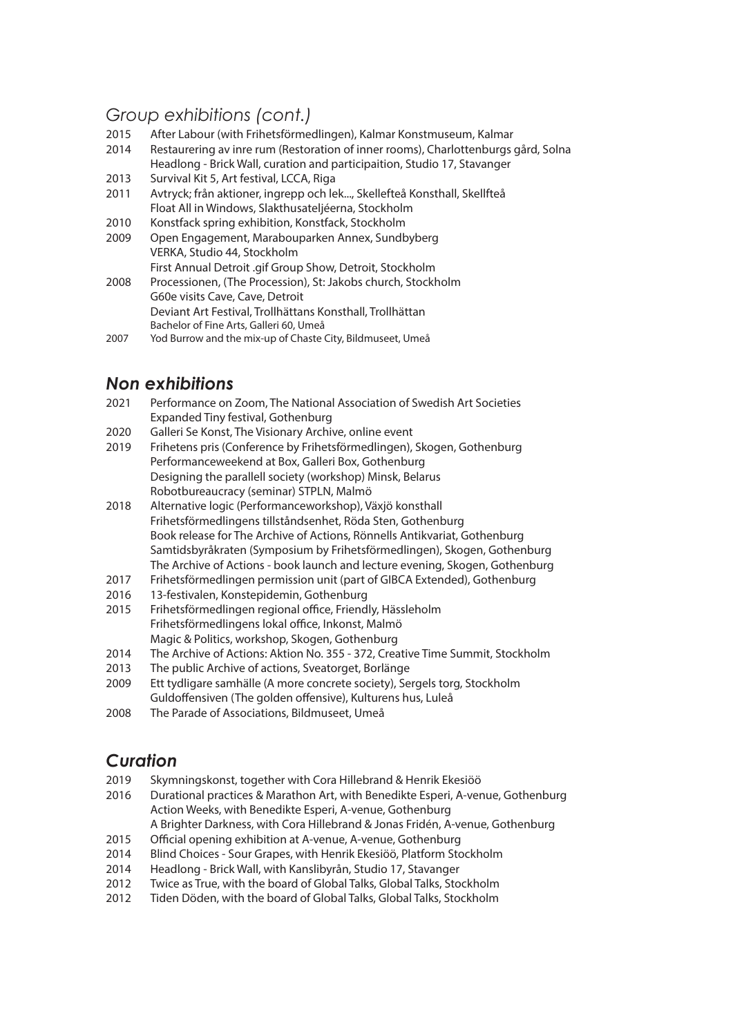## *Group exhibitions (cont.)*

2015 After Labour (with Frihetsförmedlingen), Kalmar Konstmuseum, Kalmar
2014 Restaurering av inre rum (Restoration of inner rooms), Charlottenburgs gård, Solna
Headlong - Brick Wall, curation and participaition, Studio 17, Stavanger
2013 Survival Kit 5, Art festival, LCCA, Riga
2011 Avtryck; från aktioner, ingrepp och lek..., Skellefteå Konsthall, Skellfteå
Float All in Windows, Slakthusateljéerna, Stockholm
2010 Konstfack spring exhibition, Konstfack, Stockholm
2009 Open Engagement, Marabouparken Annex, Sundbyberg
VERKA, Studio 44, Stockholm
First Annual Detroit .gif Group Show, Detroit, Stockholm
2008 Processionen, (The Procession), St: Jakobs church, Stockholm
G60e visits Cave, Cave, Detroit
Deviant Art Festival, Trollhättans Konsthall, Trollhättan
Bachelor of Fine Arts, Galleri 60, Umeå
2007 Yod Burrow and the mix-up of Chaste City, Bildmuseet, Umeå

## *Non exhibitions*

2021 Performance on Zoom, The National Association of Swedish Art Societies
Expanded Tiny festival, Gothenburg
2020 Galleri Se Konst, The Visionary Archive, online event
2019 Frihetens pris (Conference by Frihetsförmedlingen), Skogen, Gothenburg
Performanceweekend at Box, Galleri Box, Gothenburg
Designing the parallell society (workshop) Minsk, Belarus
Robotbureaucracy (seminar) STPLN, Malmö
2018 Alternative logic (Performanceworkshop), Växjö konsthall
Frihetsförmedlingens tillståndsenhet, Röda Sten, Gothenburg
Book release for The Archive of Actions, Rönnells Antikvariat, Gothenburg
Samtidsbyråkraten (Symposium by Frihetsförmedlingen), Skogen, Gothenburg
The Archive of Actions - book launch and lecture evening, Skogen, Gothenburg
2017 Frihetsförmedlingen permission unit (part of GIBCA Extended), Gothenburg
2016 13-festivalen, Konstepidemin, Gothenburg
2015 Frihetsförmedlingen regional office, Friendly, Hässleholm
Frihetsförmedlingens lokal office, Inkonst, Malmö
Magic & Politics, workshop, Skogen, Gothenburg
2014 The Archive of Actions: Aktion No. 355 - 372, Creative Time Summit, Stockholm
2013 The public Archive of actions, Sveatorget, Borlänge
2009 Ett tydligare samhälle (A more concrete society), Sergels torg, Stockholm
Guldoffensiven (The golden offensive), Kulturens hus, Luleå
2008 The Parade of Associations, Bildmuseet, Umeå

## *Curation*

2019 Skymningskonst, together with Cora Hillebrand & Henrik Ekesiöö
2016 Durational practices & Marathon Art, with Benedikte Esperi, A-venue, Gothenburg
Action Weeks, with Benedikte Esperi, A-venue, Gothenburg
A Brighter Darkness, with Cora Hillebrand & Jonas Fridén, A-venue, Gothenburg
2015 Official opening exhibition at A-venue, A-venue, Gothenburg
2014 Blind Choices - Sour Grapes, with Henrik Ekesiöö, Platform Stockholm
2014 Headlong - Brick Wall, with Kanslibyrån, Studio 17, Stavanger
2012 Twice as True, with the board of Global Talks, Global Talks, Stockholm
2012 Tiden Döden, with the board of Global Talks, Global Talks, Stockholm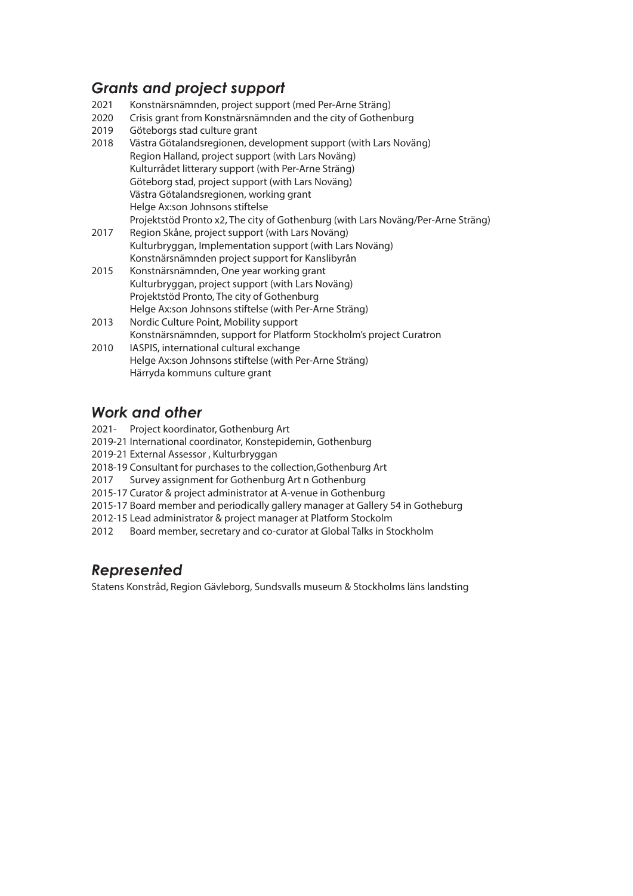## *Grants and project support*

2021 Konstnärsnämnden, project support (med Per-Arne Sträng)
2020 Crisis grant from Konstnärsnämnden and the city of Gothenburg
2019 Göteborgs stad culture grant
2018 Västra Götalandsregionen, development support (with Lars Noväng)
Region Halland, project support (with Lars Noväng)
Kulturrådet litterary support (with Per-Arne Sträng)
Göteborg stad, project support (with Lars Noväng)
Västra Götalandsregionen, working grant
Helge Ax:son Johnsons stiftelse
Projektstöd Pronto x2, The city of Gothenburg (with Lars Noväng/Per-Arne Sträng)
2017 Region Skåne, project support (with Lars Noväng)
Kulturbryggan, Implementation support (with Lars Noväng)
Konstnärsnämnden project support for Kanslibyrån
2015 Konstnärsnämnden, One year working grant
Kulturbryggan, project support (with Lars Noväng)
Projektstöd Pronto, The city of Gothenburg
Helge Ax:son Johnsons stiftelse (with Per-Arne Sträng)
2013 Nordic Culture Point, Mobility support
Konstnärsnämnden, support for Platform Stockholm's project Curatron
2010 IASPIS, international cultural exchange
Helge Ax:son Johnsons stiftelse (with Per-Arne Sträng)
Härryda kommuns culture grant

## *Work and other*

2021- Project koordinator, Gothenburg Art
2019-21 International coordinator, Konstepidemin, Gothenburg
2019-21 External Assessor , Kulturbryggan
2018-19 Consultant for purchases to the collection,Gothenburg Art
2017 Survey assignment for Gothenburg Art n Gothenburg
2015-17 Curator & project administrator at A-venue in Gothenburg
2015-17 Board member and periodically gallery manager at Gallery 54 in Gotheburg
2012-15 Lead administrator & project manager at Platform Stockolm
2012 Board member, secretary and co-curator at Global Talks in Stockholm

## *Represented*

Statens Konstråd, Region Gävleborg, Sundsvalls museum & Stockholms läns landsting